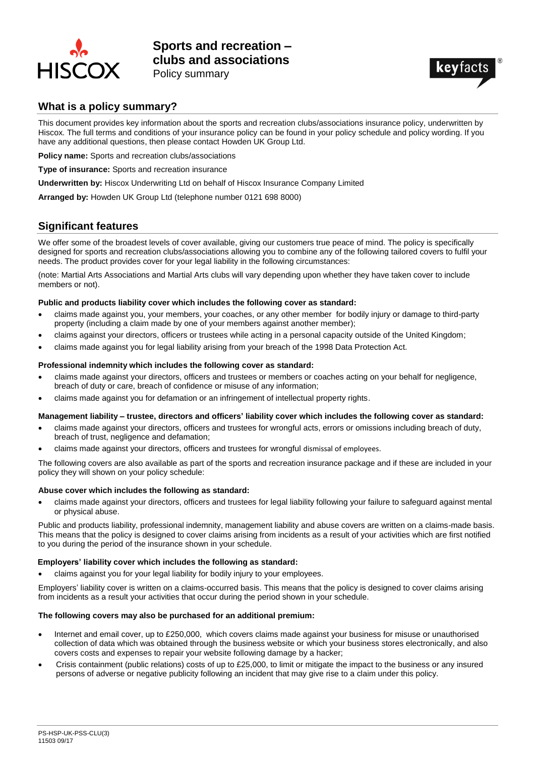# Sports and recreation – clubs and associations

Policy summary

## What is a policy summary?

This document provides key information about the sports and recreation clubs/associations insurance policy, underwritten by Hiscox. The full terms and conditions of your insurance policy can be found in your policy schedule and policy wording. If you have any additional questions, then please contact Howden UK Group Ltd.

**Policy name:** Sports and recreation clubs/associations

**Type of insurance:** Sports and recreation insurance

**Underwritten by:** Hiscox Underwriting Ltd on behalf of Hiscox Insurance Company Limited

**Arranged by:** Howden UK Group Ltd (telephone number 0121 698 8000)

## Significant features

We offer some of the broadest levels of cover available, giving our customers true peace of mind. The policy is specifically designed for sports and recreation clubs/associations allowing you to combine any of the following tailored covers to fulfil your needs. The product provides cover for your legal liability in the following circumstances:

(note: Martial Arts Associations and Martial Arts clubs will vary depending upon whether they have taken cover to include members or not).

**Public and products liability cover which includes the following cover as standard:**

- claims made against you, your members, your coaches, or any other member for bodily injury or damage to third-party property (including a claim made by one of your members against another member);
- claims against your directors, officers or trustees while acting in a personal capacity outside of the United Kingdom;
- claims made against you for legal liability arising from your breach of the 1998 Data Protection Act.

**Professional indemnity which includes the following cover as standard:**

- claims made against your directors, officers and trustees or members or coaches acting on your behalf for negligence, breach of duty or care, breach of confidence or misuse of any information;
- claims made against you for defamation or an infringement of intellectual property rights.

**Management liability – trustee, directors and officers' liability cover which includes the following cover as standard:**

- claims made against your directors, officers and trustees for wrongful acts, errors or omissions including breach of duty, breach of trust, negligence and defamation;
- claims made against your directors, officers and trustees for wrongful dismissal of employees.

The following covers are also available as part of the sports and recreation insurance package and if these are included in your policy they will shown on your policy schedule:

**Abuse cover which includes the following as standard:**

- claims made against your directors, officers and trustees for legal liability following your failure to safeguard against mental or physical abuse.

Public and products liability, professional indemnity, management liability and abuse covers are written on a claims-made basis. This means that the policy is designed to cover claims arising from incidents as a result of your activities which are first notified to you during the period of the insurance shown in your schedule.

**Employers' liability cover which includes the following as standard:**

- claims against you for your legal liability for bodily injury to your employees.

Employers' liability cover is written on a claims-occurred basis. This means that the policy is designed to cover claims arising from incidents as a result your activities that occur during the period shown in your schedule.

**The following covers may also be purchased for an additional premium:**

- Internet and email cover, up to £250,000, which covers claims made against your business for misuse or unauthorised collection of data which was obtained through the business website or which your business stores electronically, and also covers costs and expenses to repair your website following damage by a hacker;
- Crisis containment (public relations) costs of up to £25,000, to limit or mitigate the impact to the business or any insured persons of adverse or negative publicity following an incident that may give rise to a claim under this policy.

PS-HSP-UK-PSS-CLU(3)
11503 09/17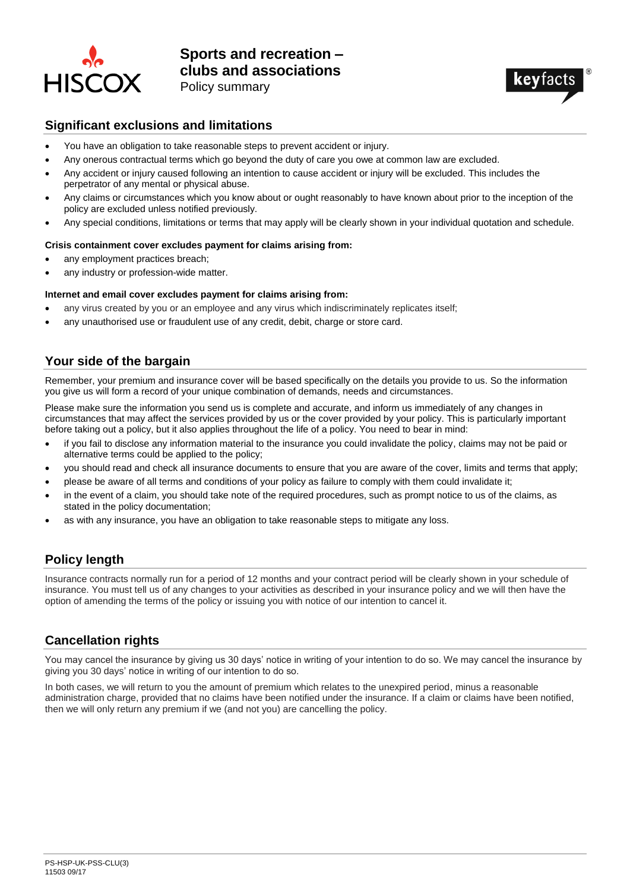# Sports and recreation – clubs and associations

Policy summary

## Significant exclusions and limitations

- You have an obligation to take reasonable steps to prevent accident or injury.
- Any onerous contractual terms which go beyond the duty of care you owe at common law are excluded.
- Any accident or injury caused following an intention to cause accident or injury will be excluded. This includes the perpetrator of any mental or physical abuse.
- Any claims or circumstances which you know about or ought reasonably to have known about prior to the inception of the policy are excluded unless notified previously.
- Any special conditions, limitations or terms that may apply will be clearly shown in your individual quotation and schedule.

**Crisis containment cover excludes payment for claims arising from:**

- any employment practices breach;
- any industry or profession-wide matter.

**Internet and email cover excludes payment for claims arising from:**

- any virus created by you or an employee and any virus which indiscriminately replicates itself;
- any unauthorised use or fraudulent use of any credit, debit, charge or store card.

## Your side of the bargain

Remember, your premium and insurance cover will be based specifically on the details you provide to us. So the information you give us will form a record of your unique combination of demands, needs and circumstances.

Please make sure the information you send us is complete and accurate, and inform us immediately of any changes in circumstances that may affect the services provided by us or the cover provided by your policy. This is particularly important before taking out a policy, but it also applies throughout the life of a policy. You need to bear in mind:

- if you fail to disclose any information material to the insurance you could invalidate the policy, claims may not be paid or alternative terms could be applied to the policy;
- you should read and check all insurance documents to ensure that you are aware of the cover, limits and terms that apply;
- please be aware of all terms and conditions of your policy as failure to comply with them could invalidate it;
- in the event of a claim, you should take note of the required procedures, such as prompt notice to us of the claims, as stated in the policy documentation;
- as with any insurance, you have an obligation to take reasonable steps to mitigate any loss.

## Policy length

Insurance contracts normally run for a period of 12 months and your contract period will be clearly shown in your schedule of insurance. You must tell us of any changes to your activities as described in your insurance policy and we will then have the option of amending the terms of the policy or issuing you with notice of our intention to cancel it.

## Cancellation rights

You may cancel the insurance by giving us 30 days' notice in writing of your intention to do so. We may cancel the insurance by giving you 30 days' notice in writing of our intention to do so.

In both cases, we will return to you the amount of premium which relates to the unexpired period, minus a reasonable administration charge, provided that no claims have been notified under the insurance. If a claim or claims have been notified, then we will only return any premium if we (and not you) are cancelling the policy.

PS-HSP-UK-PSS-CLU(3)
11503 09/17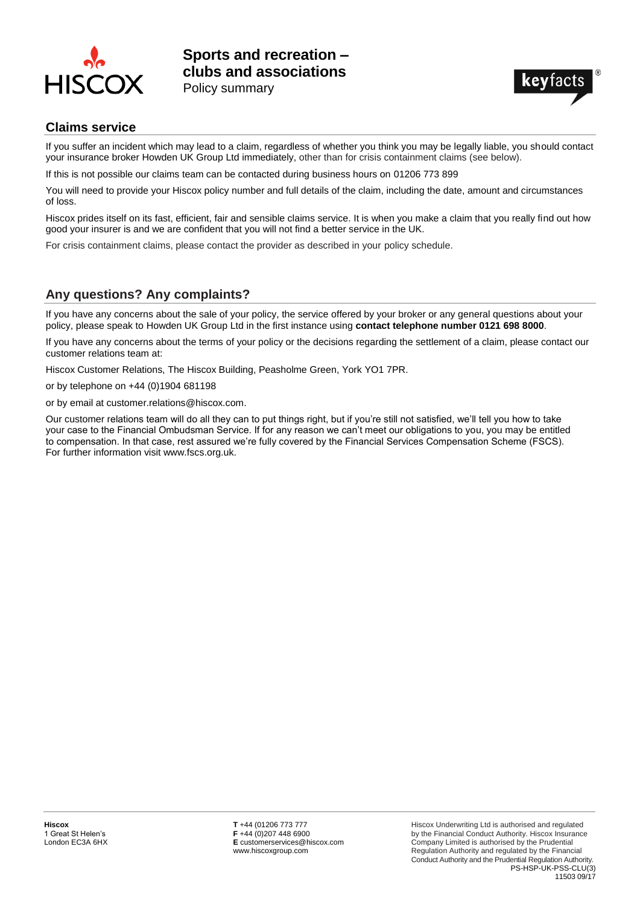# Sports and recreation – clubs and associations

Policy summary

## Claims service

If you suffer an incident which may lead to a claim, regardless of whether you think you may be legally liable, you should contact your insurance broker Howden UK Group Ltd immediately, other than for crisis containment claims (see below).

If this is not possible our claims team can be contacted during business hours on 01206 773 899

You will need to provide your Hiscox policy number and full details of the claim, including the date, amount and circumstances of loss.

Hiscox prides itself on its fast, efficient, fair and sensible claims service. It is when you make a claim that you really find out how good your insurer is and we are confident that you will not find a better service in the UK.

For crisis containment claims, please contact the provider as described in your policy schedule.

## Any questions? Any complaints?

If you have any concerns about the sale of your policy, the service offered by your broker or any general questions about your policy, please speak to Howden UK Group Ltd in the first instance using **contact telephone number 0121 698 8000**.

If you have any concerns about the terms of your policy or the decisions regarding the settlement of a claim, please contact our customer relations team at:

Hiscox Customer Relations, The Hiscox Building, Peasholme Green, York YO1 7PR.

or by telephone on +44 (0)1904 681198

or by email at customer.relations@hiscox.com.

Our customer relations team will do all they can to put things right, but if you're still not satisfied, we'll tell you how to take your case to the Financial Ombudsman Service. If for any reason we can't meet our obligations to you, you may be entitled to compensation. In that case, rest assured we're fully covered by the Financial Services Compensation Scheme (FSCS). For further information visit www.fscs.org.uk.

**Hiscox**
1 Great St Helen's
London EC3A 6HX

**T** +44 (01206 773 777
**F** +44 (0)207 448 6900
**E** customerservices@hiscox.com
www.hiscoxgroup.com

Hiscox Underwriting Ltd is authorised and regulated by the Financial Conduct Authority. Hiscox Insurance Company Limited is authorised by the Prudential Regulation Authority and regulated by the Financial Conduct Authority and the Prudential Regulation Authority.
PS-HSP-UK-PSS-CLU(3)
11503 09/17